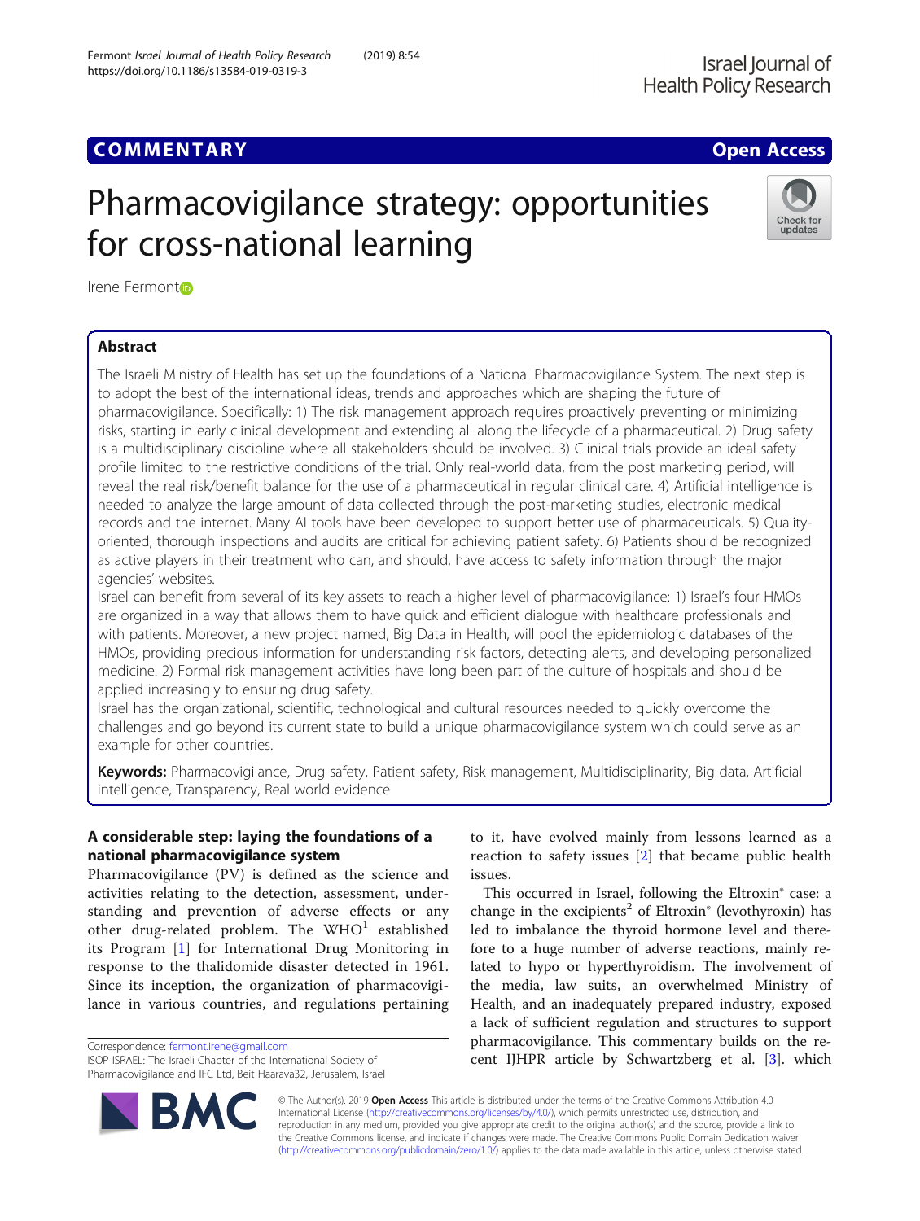# Pharmacovigilance strategy: opportunities for cross-national learning

Irene Fermont

## Abstract

The Israeli Ministry of Health has set up the foundations of a National Pharmacovigilance System. The next step is to adopt the best of the international ideas, trends and approaches which are shaping the future of pharmacovigilance. Specifically: 1) The risk management approach requires proactively preventing or minimizing risks, starting in early clinical development and extending all along the lifecycle of a pharmaceutical. 2) Drug safety is a multidisciplinary discipline where all stakeholders should be involved. 3) Clinical trials provide an ideal safety profile limited to the restrictive conditions of the trial. Only real-world data, from the post marketing period, will reveal the real risk/benefit balance for the use of a pharmaceutical in regular clinical care. 4) Artificial intelligence is needed to analyze the large amount of data collected through the post-marketing studies, electronic medical records and the internet. Many AI tools have been developed to support better use of pharmaceuticals. 5) Quality-oriented, thorough inspections and audits are critical for achieving patient safety. 6) Patients should be recognized as active players in their treatment who can, and should, have access to safety information through the major agencies' websites.

Israel can benefit from several of its key assets to reach a higher level of pharmacovigilance: 1) Israel's four HMOs are organized in a way that allows them to have quick and efficient dialogue with healthcare professionals and with patients. Moreover, a new project named, Big Data in Health, will pool the epidemiologic databases of the HMOs, providing precious information for understanding risk factors, detecting alerts, and developing personalized medicine. 2) Formal risk management activities have long been part of the culture of hospitals and should be applied increasingly to ensuring drug safety.

Israel has the organizational, scientific, technological and cultural resources needed to quickly overcome the challenges and go beyond its current state to build a unique pharmacovigilance system which could serve as an example for other countries.

**Keywords:** Pharmacovigilance, Drug safety, Patient safety, Risk management, Multidisciplinarity, Big data, Artificial intelligence, Transparency, Real world evidence

## A considerable step: laying the foundations of a national pharmacovigilance system

Pharmacovigilance (PV) is defined as the science and activities relating to the detection, assessment, understanding and prevention of adverse effects or any other drug-related problem. The WHO[1] established its Program [1] for International Drug Monitoring in response to the thalidomide disaster detected in 1961. Since its inception, the organization of pharmacovigilance in various countries, and regulations pertaining to it, have evolved mainly from lessons learned as a reaction to safety issues [2] that became public health issues.

This occurred in Israel, following the Eltroxin® case: a change in the excipients[2] of Eltroxin® (levothyroxin) has led to imbalance the thyroid hormone level and therefore to a huge number of adverse reactions, mainly related to hypo or hyperthyroidism. The involvement of the media, law suits, an overwhelmed Ministry of Health, and an inadequately prepared industry, exposed a lack of sufficient regulation and structures to support pharmacovigilance. This commentary builds on the recent IJHPR article by Schwartzberg et al. [3]. which

Correspondence: fermont.irene@gmail.com
ISOP ISRAEL: The Israeli Chapter of the International Society of Pharmacovigilance and IFC Ltd, Beit Haarava32, Jerusalem, Israel

© The Author(s). 2019 **Open Access** This article is distributed under the terms of the Creative Commons Attribution 4.0 International License (http://creativecommons.org/licenses/by/4.0/), which permits unrestricted use, distribution, and reproduction in any medium, provided you give appropriate credit to the original author(s) and the source, provide a link to the Creative Commons license, and indicate if changes were made. The Creative Commons Public Domain Dedication waiver (http://creativecommons.org/publicdomain/zero/1.0/) applies to the data made available in this article, unless otherwise stated.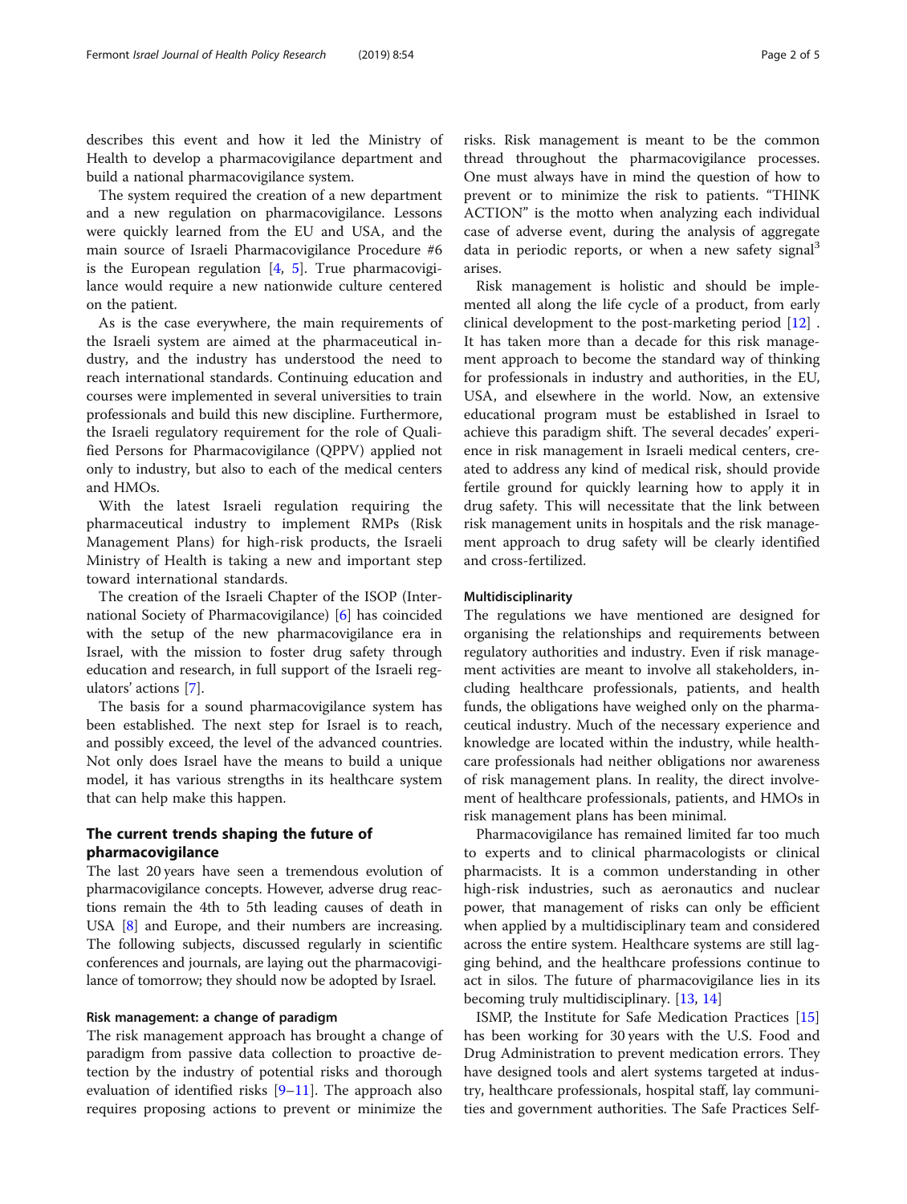describes this event and how it led the Ministry of Health to develop a pharmacovigilance department and build a national pharmacovigilance system.

The system required the creation of a new department and a new regulation on pharmacovigilance. Lessons were quickly learned from the EU and USA, and the main source of Israeli Pharmacovigilance Procedure #6 is the European regulation [4, 5]. True pharmacovigilance would require a new nationwide culture centered on the patient.

As is the case everywhere, the main requirements of the Israeli system are aimed at the pharmaceutical industry, and the industry has understood the need to reach international standards. Continuing education and courses were implemented in several universities to train professionals and build this new discipline. Furthermore, the Israeli regulatory requirement for the role of Qualified Persons for Pharmacovigilance (QPPV) applied not only to industry, but also to each of the medical centers and HMOs.

With the latest Israeli regulation requiring the pharmaceutical industry to implement RMPs (Risk Management Plans) for high-risk products, the Israeli Ministry of Health is taking a new and important step toward international standards.

The creation of the Israeli Chapter of the ISOP (International Society of Pharmacovigilance) [6] has coincided with the setup of the new pharmacovigilance era in Israel, with the mission to foster drug safety through education and research, in full support of the Israeli regulators' actions [7].

The basis for a sound pharmacovigilance system has been established. The next step for Israel is to reach, and possibly exceed, the level of the advanced countries. Not only does Israel have the means to build a unique model, it has various strengths in its healthcare system that can help make this happen.

## The current trends shaping the future of pharmacovigilance

The last 20 years have seen a tremendous evolution of pharmacovigilance concepts. However, adverse drug reactions remain the 4th to 5th leading causes of death in USA [8] and Europe, and their numbers are increasing. The following subjects, discussed regularly in scientific conferences and journals, are laying out the pharmacovigilance of tomorrow; they should now be adopted by Israel.

### Risk management: a change of paradigm

The risk management approach has brought a change of paradigm from passive data collection to proactive detection by the industry of potential risks and thorough evaluation of identified risks [9–11]. The approach also requires proposing actions to prevent or minimize the risks. Risk management is meant to be the common thread throughout the pharmacovigilance processes. One must always have in mind the question of how to prevent or to minimize the risk to patients. "THINK ACTION" is the motto when analyzing each individual case of adverse event, during the analysis of aggregate data in periodic reports, or when a new safety signal[3] arises.

Risk management is holistic and should be implemented all along the life cycle of a product, from early clinical development to the post-marketing period [12] . It has taken more than a decade for this risk management approach to become the standard way of thinking for professionals in industry and authorities, in the EU, USA, and elsewhere in the world. Now, an extensive educational program must be established in Israel to achieve this paradigm shift. The several decades' experience in risk management in Israeli medical centers, created to address any kind of medical risk, should provide fertile ground for quickly learning how to apply it in drug safety. This will necessitate that the link between risk management units in hospitals and the risk management approach to drug safety will be clearly identified and cross-fertilized.

### Multidisciplinarity

The regulations we have mentioned are designed for organising the relationships and requirements between regulatory authorities and industry. Even if risk management activities are meant to involve all stakeholders, including healthcare professionals, patients, and health funds, the obligations have weighed only on the pharmaceutical industry. Much of the necessary experience and knowledge are located within the industry, while healthcare professionals had neither obligations nor awareness of risk management plans. In reality, the direct involvement of healthcare professionals, patients, and HMOs in risk management plans has been minimal.

Pharmacovigilance has remained limited far too much to experts and to clinical pharmacologists or clinical pharmacists. It is a common understanding in other high-risk industries, such as aeronautics and nuclear power, that management of risks can only be efficient when applied by a multidisciplinary team and considered across the entire system. Healthcare systems are still lagging behind, and the healthcare professions continue to act in silos. The future of pharmacovigilance lies in its becoming truly multidisciplinary. [13, 14]

ISMP, the Institute for Safe Medication Practices [15] has been working for 30 years with the U.S. Food and Drug Administration to prevent medication errors. They have designed tools and alert systems targeted at industry, healthcare professionals, hospital staff, lay communities and government authorities. The Safe Practices Self-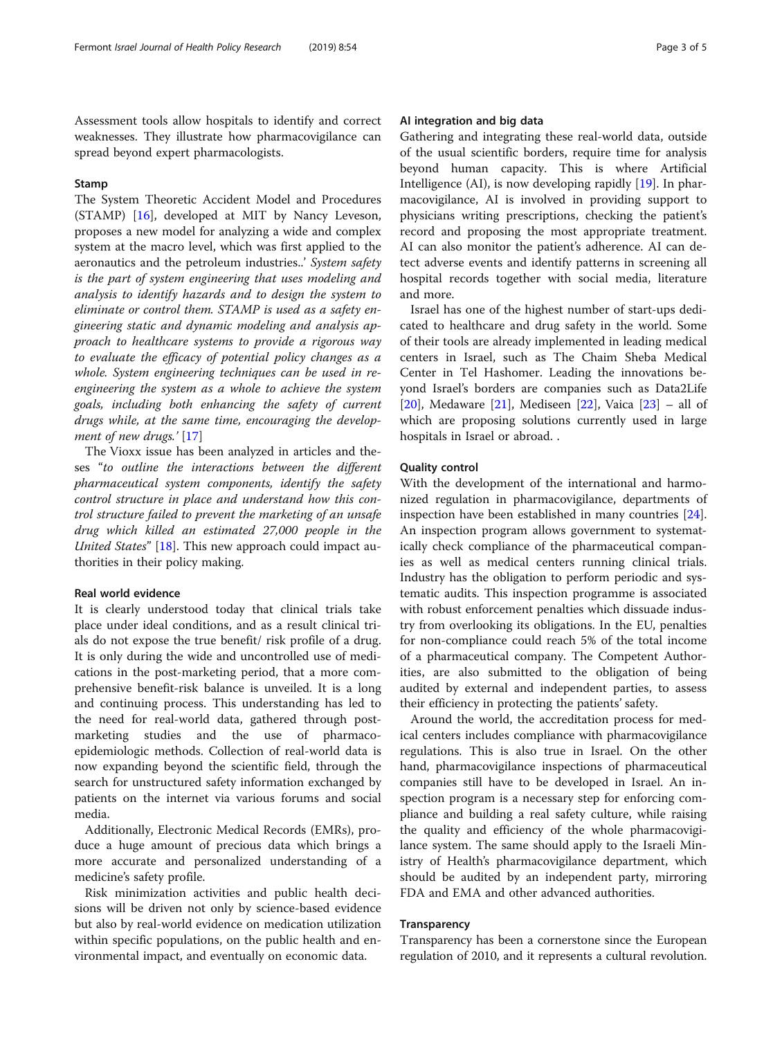Assessment tools allow hospitals to identify and correct weaknesses. They illustrate how pharmacovigilance can spread beyond expert pharmacologists.

### Stamp

The System Theoretic Accident Model and Procedures (STAMP) [16], developed at MIT by Nancy Leveson, proposes a new model for analyzing a wide and complex system at the macro level, which was first applied to the aeronautics and the petroleum industries..' *System safety is the part of system engineering that uses modeling and analysis to identify hazards and to design the system to eliminate or control them. STAMP is used as a safety engineering static and dynamic modeling and analysis approach to healthcare systems to provide a rigorous way to evaluate the efficacy of potential policy changes as a whole. System engineering techniques can be used in re-engineering the system as a whole to achieve the system goals, including both enhancing the safety of current drugs while, at the same time, encouraging the development of new drugs.'* [17]

The Vioxx issue has been analyzed in articles and theses "*to outline the interactions between the different pharmaceutical system components, identify the safety control structure in place and understand how this control structure failed to prevent the marketing of an unsafe drug which killed an estimated 27,000 people in the United States*" [18]. This new approach could impact authorities in their policy making.

### Real world evidence

It is clearly understood today that clinical trials take place under ideal conditions, and as a result clinical trials do not expose the true benefit/ risk profile of a drug. It is only during the wide and uncontrolled use of medications in the post-marketing period, that a more comprehensive benefit-risk balance is unveiled. It is a long and continuing process. This understanding has led to the need for real-world data, gathered through post-marketing studies and the use of pharmaco-epidemiologic methods. Collection of real-world data is now expanding beyond the scientific field, through the search for unstructured safety information exchanged by patients on the internet via various forums and social media.

Additionally, Electronic Medical Records (EMRs), produce a huge amount of precious data which brings a more accurate and personalized understanding of a medicine's safety profile.

Risk minimization activities and public health decisions will be driven not only by science-based evidence but also by real-world evidence on medication utilization within specific populations, on the public health and environmental impact, and eventually on economic data.

### AI integration and big data

Gathering and integrating these real-world data, outside of the usual scientific borders, require time for analysis beyond human capacity. This is where Artificial Intelligence (AI), is now developing rapidly [19]. In pharmacovigilance, AI is involved in providing support to physicians writing prescriptions, checking the patient's record and proposing the most appropriate treatment. AI can also monitor the patient's adherence. AI can detect adverse events and identify patterns in screening all hospital records together with social media, literature and more.

Israel has one of the highest number of start-ups dedicated to healthcare and drug safety in the world. Some of their tools are already implemented in leading medical centers in Israel, such as The Chaim Sheba Medical Center in Tel Hashomer. Leading the innovations beyond Israel's borders are companies such as Data2Life [20], Medaware [21], Mediseen [22], Vaica [23] – all of which are proposing solutions currently used in large hospitals in Israel or abroad. .

### Quality control

With the development of the international and harmonized regulation in pharmacovigilance, departments of inspection have been established in many countries [24]. An inspection program allows government to systematically check compliance of the pharmaceutical companies as well as medical centers running clinical trials. Industry has the obligation to perform periodic and systematic audits. This inspection programme is associated with robust enforcement penalties which dissuade industry from overlooking its obligations. In the EU, penalties for non-compliance could reach 5% of the total income of a pharmaceutical company. The Competent Authorities, are also submitted to the obligation of being audited by external and independent parties, to assess their efficiency in protecting the patients' safety.

Around the world, the accreditation process for medical centers includes compliance with pharmacovigilance regulations. This is also true in Israel. On the other hand, pharmacovigilance inspections of pharmaceutical companies still have to be developed in Israel. An inspection program is a necessary step for enforcing compliance and building a real safety culture, while raising the quality and efficiency of the whole pharmacovigilance system. The same should apply to the Israeli Ministry of Health's pharmacovigilance department, which should be audited by an independent party, mirroring FDA and EMA and other advanced authorities.

### Transparency

Transparency has been a cornerstone since the European regulation of 2010, and it represents a cultural revolution.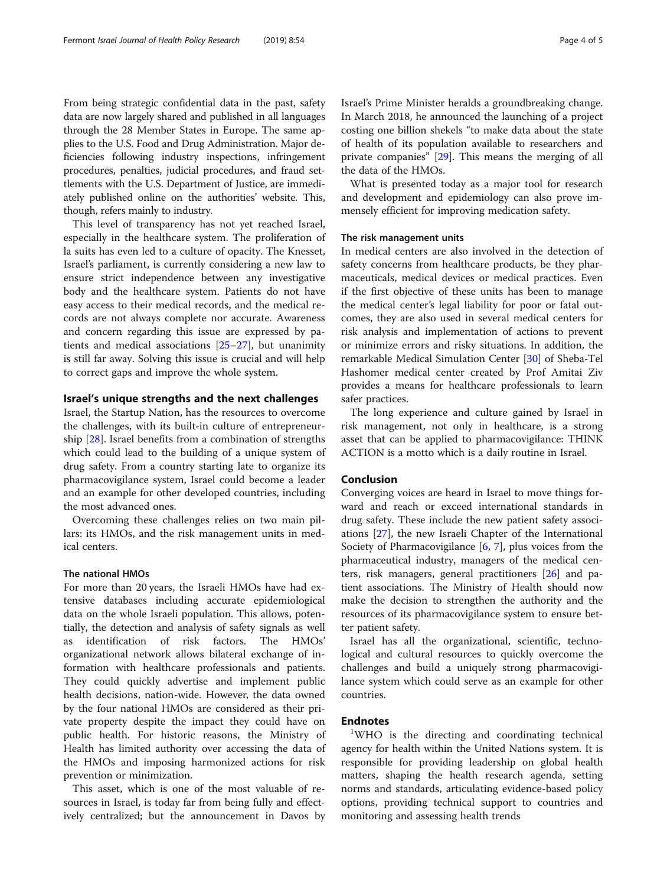From being strategic confidential data in the past, safety data are now largely shared and published in all languages through the 28 Member States in Europe. The same applies to the U.S. Food and Drug Administration. Major deficiencies following industry inspections, infringement procedures, penalties, judicial procedures, and fraud settlements with the U.S. Department of Justice, are immediately published online on the authorities' website. This, though, refers mainly to industry.

This level of transparency has not yet reached Israel, especially in the healthcare system. The proliferation of la suits has even led to a culture of opacity. The Knesset, Israel's parliament, is currently considering a new law to ensure strict independence between any investigative body and the healthcare system. Patients do not have easy access to their medical records, and the medical records are not always complete nor accurate. Awareness and concern regarding this issue are expressed by patients and medical associations [25–27], but unanimity is still far away. Solving this issue is crucial and will help to correct gaps and improve the whole system.

## Israel's unique strengths and the next challenges

Israel, the Startup Nation, has the resources to overcome the challenges, with its built-in culture of entrepreneurship [28]. Israel benefits from a combination of strengths which could lead to the building of a unique system of drug safety. From a country starting late to organize its pharmacovigilance system, Israel could become a leader and an example for other developed countries, including the most advanced ones.

Overcoming these challenges relies on two main pillars: its HMOs, and the risk management units in medical centers.

### The national HMOs

For more than 20 years, the Israeli HMOs have had extensive databases including accurate epidemiological data on the whole Israeli population. This allows, potentially, the detection and analysis of safety signals as well as identification of risk factors. The HMOs' organizational network allows bilateral exchange of information with healthcare professionals and patients. They could quickly advertise and implement public health decisions, nation-wide. However, the data owned by the four national HMOs are considered as their private property despite the impact they could have on public health. For historic reasons, the Ministry of Health has limited authority over accessing the data of the HMOs and imposing harmonized actions for risk prevention or minimization.

This asset, which is one of the most valuable of resources in Israel, is today far from being fully and effectively centralized; but the announcement in Davos by Israel's Prime Minister heralds a groundbreaking change. In March 2018, he announced the launching of a project costing one billion shekels "to make data about the state of health of its population available to researchers and private companies" [29]. This means the merging of all the data of the HMOs.

What is presented today as a major tool for research and development and epidemiology can also prove immensely efficient for improving medication safety.

### The risk management units

In medical centers are also involved in the detection of safety concerns from healthcare products, be they pharmaceuticals, medical devices or medical practices. Even if the first objective of these units has been to manage the medical center's legal liability for poor or fatal outcomes, they are also used in several medical centers for risk analysis and implementation of actions to prevent or minimize errors and risky situations. In addition, the remarkable Medical Simulation Center [30] of Sheba-Tel Hashomer medical center created by Prof Amitai Ziv provides a means for healthcare professionals to learn safer practices.

The long experience and culture gained by Israel in risk management, not only in healthcare, is a strong asset that can be applied to pharmacovigilance: THINK ACTION is a motto which is a daily routine in Israel.

## Conclusion

Converging voices are heard in Israel to move things forward and reach or exceed international standards in drug safety. These include the new patient safety associations [27], the new Israeli Chapter of the International Society of Pharmacovigilance [6, 7], plus voices from the pharmaceutical industry, managers of the medical centers, risk managers, general practitioners [26] and patient associations. The Ministry of Health should now make the decision to strengthen the authority and the resources of its pharmacovigilance system to ensure better patient safety.

Israel has all the organizational, scientific, technological and cultural resources to quickly overcome the challenges and build a uniquely strong pharmacovigilance system which could serve as an example for other countries.

## Endnotes

[1]WHO is the directing and coordinating technical agency for health within the United Nations system. It is responsible for providing leadership on global health matters, shaping the health research agenda, setting norms and standards, articulating evidence-based policy options, providing technical support to countries and monitoring and assessing health trends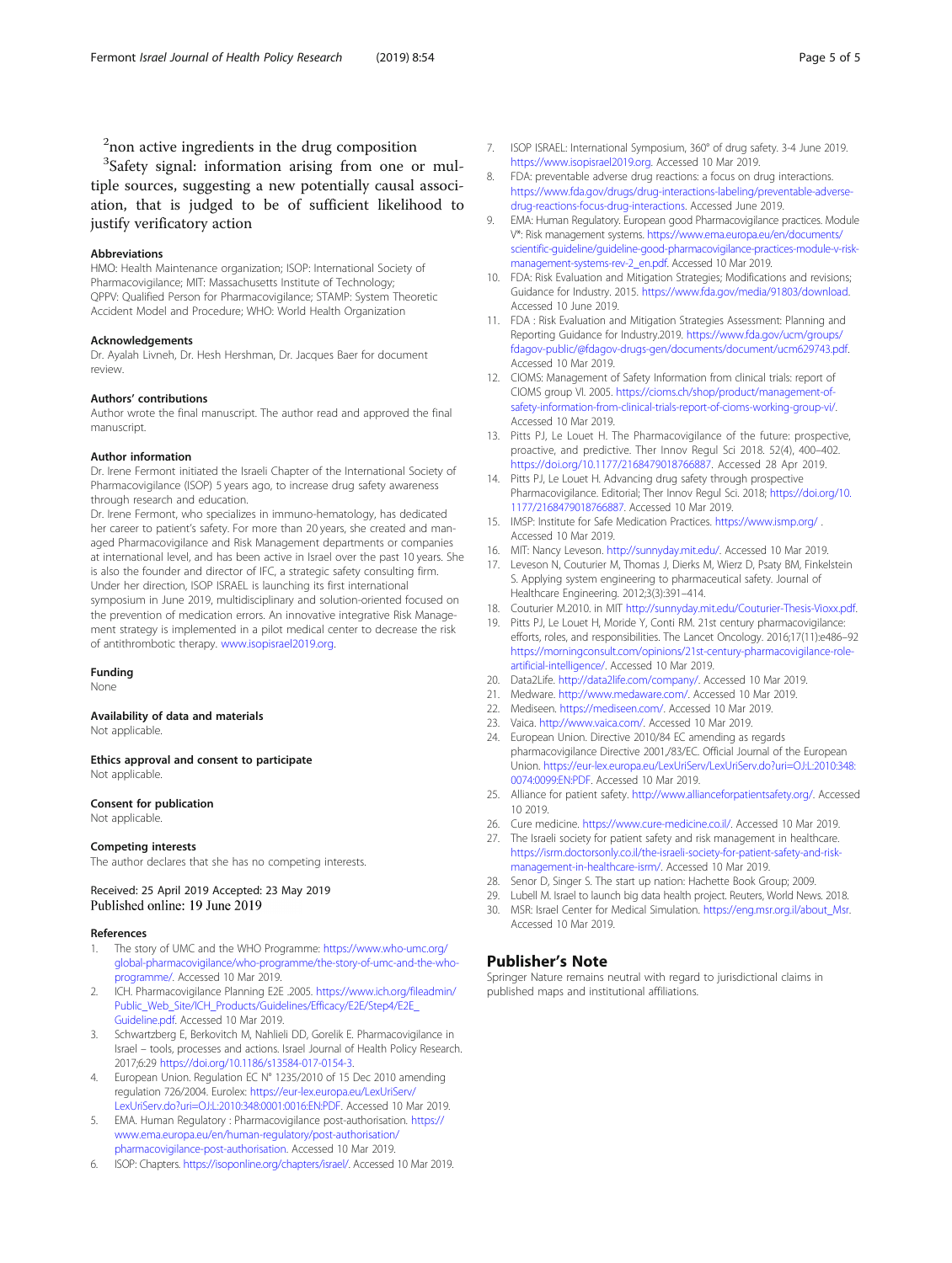[2]non active ingredients in the drug composition

[3]Safety signal: information arising from one or multiple sources, suggesting a new potentially causal association, that is judged to be of sufficient likelihood to justify verificatory action

### Abbreviations

HMO: Health Maintenance organization; ISOP: International Society of Pharmacovigilance; MIT: Massachusetts Institute of Technology; QPPV: Qualified Person for Pharmacovigilance; STAMP: System Theoretic Accident Model and Procedure; WHO: World Health Organization

### Acknowledgements

Dr. Ayalah Livneh, Dr. Hesh Hershman, Dr. Jacques Baer for document review.

### Authors' contributions

Author wrote the final manuscript. The author read and approved the final manuscript.

### Author information

Dr. Irene Fermont initiated the Israeli Chapter of the International Society of Pharmacovigilance (ISOP) 5 years ago, to increase drug safety awareness through research and education.

Dr. Irene Fermont, who specializes in immuno-hematology, has dedicated her career to patient's safety. For more than 20 years, she created and managed Pharmacovigilance and Risk Management departments or companies at international level, and has been active in Israel over the past 10 years. She is also the founder and director of IFC, a strategic safety consulting firm. Under her direction, ISOP ISRAEL is launching its first international symposium in June 2019, multidisciplinary and solution-oriented focused on the prevention of medication errors. An innovative integrative Risk Management strategy is implemented in a pilot medical center to decrease the risk of antithrombotic therapy. www.isopisrael2019.org.

### Funding

None

### Availability of data and materials

Not applicable.

### Ethics approval and consent to participate

Not applicable.

### Consent for publication

Not applicable.

### Competing interests

The author declares that she has no competing interests.

Received: 25 April 2019 Accepted: 23 May 2019
Published online: 19 June 2019

### References

1. The story of UMC and the WHO Programme: https://www.who-umc.org/global-pharmacovigilance/who-programme/the-story-of-umc-and-the-who-programme/. Accessed 10 Mar 2019.
2. ICH. Pharmacovigilance Planning E2E .2005. https://www.ich.org/fileadmin/Public_Web_Site/ICH_Products/Guidelines/Efficacy/E2E/Step4/E2E_Guideline.pdf. Accessed 10 Mar 2019.
3. Schwartzberg E, Berkovitch M, Nahlieli DD, Gorelik E. Pharmacovigilance in Israel – tools, processes and actions. Israel Journal of Health Policy Research. 2017;6:29 https://doi.org/10.1186/s13584-017-0154-3.
4. European Union. Regulation EC N° 1235/2010 of 15 Dec 2010 amending regulation 726/2004. Eurolex: https://eur-lex.europa.eu/LexUriServ/LexUriServ.do?uri=OJ:L:2010:348:0001:0016:EN:PDF. Accessed 10 Mar 2019.
5. EMA. Human Regulatory : Pharmacovigilance post-authorisation. https://www.ema.europa.eu/en/human-regulatory/post-authorisation/pharmacovigilance-post-authorisation. Accessed 10 Mar 2019.
6. ISOP: Chapters. https://isoponline.org/chapters/israel/. Accessed 10 Mar 2019.
7. ISOP ISRAEL: International Symposium, 360° of drug safety. 3-4 June 2019. https://www.isopisrael2019.org. Accessed 10 Mar 2019.
8. FDA: preventable adverse drug reactions: a focus on drug interactions. https://www.fda.gov/drugs/drug-interactions-labeling/preventable-adverse-drug-reactions-focus-drug-interactions. Accessed June 2019.
9. EMA: Human Regulatory. European good Pharmacovigilance practices. Module V*: Risk management systems. https://www.ema.europa.eu/en/documents/scientific-guideline/guideline-good-pharmacovigilance-practices-module-v-risk-management-systems-rev-2_en.pdf. Accessed 10 Mar 2019.
10. FDA: Risk Evaluation and Mitigation Strategies; Modifications and revisions; Guidance for Industry. 2015. https://www.fda.gov/media/91803/download. Accessed 10 June 2019.
11. FDA : Risk Evaluation and Mitigation Strategies Assessment: Planning and Reporting Guidance for Industry.2019. https://www.fda.gov/ucm/groups/fdagov-public/@fdagov-drugs-gen/documents/document/ucm629743.pdf. Accessed 10 Mar 2019.
12. CIOMS: Management of Safety Information from clinical trials: report of CIOMS group VI. 2005. https://cioms.ch/shop/product/management-of-safety-information-from-clinical-trials-report-of-cioms-working-group-vi/. Accessed 10 Mar 2019.
13. Pitts PJ, Le Louet H. The Pharmacovigilance of the future: prospective, proactive, and predictive. Ther Innov Regul Sci 2018. 52(4), 400–402. https://doi.org/10.1177/2168479018766887. Accessed 28 Apr 2019.
14. Pitts PJ, Le Louet H. Advancing drug safety through prospective Pharmacovigilance. Editorial; Ther Innov Regul Sci. 2018; https://doi.org/10.1177/2168479018766887. Accessed 10 Mar 2019.
15. IMSP: Institute for Safe Medication Practices. https://www.ismp.org/ . Accessed 10 Mar 2019.
16. MIT: Nancy Leveson. http://sunnyday.mit.edu/. Accessed 10 Mar 2019.
17. Leveson N, Couturier M, Thomas J, Dierks M, Wierz D, Psaty BM, Finkelstein S. Applying system engineering to pharmaceutical safety. Journal of Healthcare Engineering. 2012;3(3):391–414.
18. Couturier M.2010. in MIT http://sunnyday.mit.edu/Couturier-Thesis-Vioxx.pdf.
19. Pitts PJ, Le Louet H, Moride Y, Conti RM. 21st century pharmacovigilance: efforts, roles, and responsibilities. The Lancet Oncology. 2016;17(11):e486–92 https://morningconsult.com/opinions/21st-century-pharmacovigilance-role-artificial-intelligence/. Accessed 10 Mar 2019.
20. Data2Life. http://data2life.com/company/. Accessed 10 Mar 2019.
21. Medware. http://www.medaware.com/. Accessed 10 Mar 2019.
22. Mediseen. https://mediseen.com/. Accessed 10 Mar 2019.
23. Vaica. http://www.vaica.com/. Accessed 10 Mar 2019.
24. European Union. Directive 2010/84 EC amending as regards pharmacovigilance Directive 2001,/83/EC. Official Journal of the European Union. https://eur-lex.europa.eu/LexUriServ/LexUriServ.do?uri=OJ:L:2010:348:0074:0099:EN:PDF. Accessed 10 Mar 2019.
25. Alliance for patient safety. http://www.allianceforpatientsafety.org/. Accessed 10 2019.
26. Cure medicine. https://www.cure-medicine.co.il/. Accessed 10 Mar 2019.
27. The Israeli society for patient safety and risk management in healthcare. https://isrm.doctorsonly.co.il/the-israeli-society-for-patient-safety-and-risk-management-in-healthcare-isrm/. Accessed 10 Mar 2019.
28. Senor D, Singer S. The start up nation: Hachette Book Group; 2009.
29. Lubell M. Israel to launch big data health project. Reuters, World News. 2018.
30. MSR: Israel Center for Medical Simulation. https://eng.msr.org.il/about_Msr. Accessed 10 Mar 2019.

## Publisher's Note

Springer Nature remains neutral with regard to jurisdictional claims in published maps and institutional affiliations.